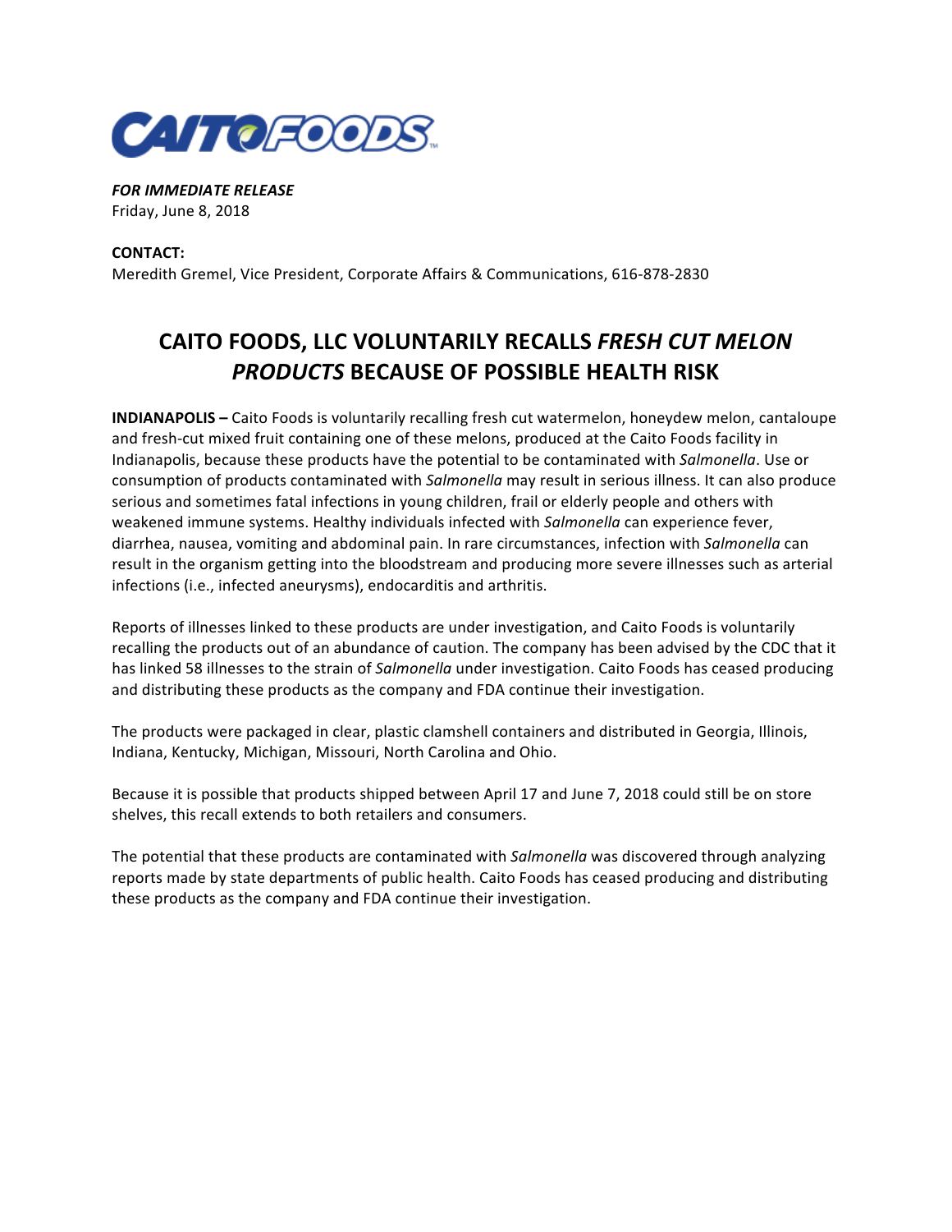CAITO FOODS™

***FOR IMMEDIATE RELEASE***
Friday, June 8, 2018

**CONTACT:**
Meredith Gremel, Vice President, Corporate Affairs & Communications, 616-878-2830

# CAITO FOODS, LLC VOLUNTARILY RECALLS *FRESH CUT MELON PRODUCTS* BECAUSE OF POSSIBLE HEALTH RISK

**INDIANAPOLIS –** Caito Foods is voluntarily recalling fresh cut watermelon, honeydew melon, cantaloupe and fresh-cut mixed fruit containing one of these melons, produced at the Caito Foods facility in Indianapolis, because these products have the potential to be contaminated with *Salmonella*. Use or consumption of products contaminated with *Salmonella* may result in serious illness. It can also produce serious and sometimes fatal infections in young children, frail or elderly people and others with weakened immune systems. Healthy individuals infected with *Salmonella* can experience fever, diarrhea, nausea, vomiting and abdominal pain. In rare circumstances, infection with *Salmonella* can result in the organism getting into the bloodstream and producing more severe illnesses such as arterial infections (i.e., infected aneurysms), endocarditis and arthritis.

Reports of illnesses linked to these products are under investigation, and Caito Foods is voluntarily recalling the products out of an abundance of caution. The company has been advised by the CDC that it has linked 58 illnesses to the strain of *Salmonella* under investigation. Caito Foods has ceased producing and distributing these products as the company and FDA continue their investigation.

The products were packaged in clear, plastic clamshell containers and distributed in Georgia, Illinois, Indiana, Kentucky, Michigan, Missouri, North Carolina and Ohio.

Because it is possible that products shipped between April 17 and June 7, 2018 could still be on store shelves, this recall extends to both retailers and consumers.

The potential that these products are contaminated with *Salmonella* was discovered through analyzing reports made by state departments of public health. Caito Foods has ceased producing and distributing these products as the company and FDA continue their investigation.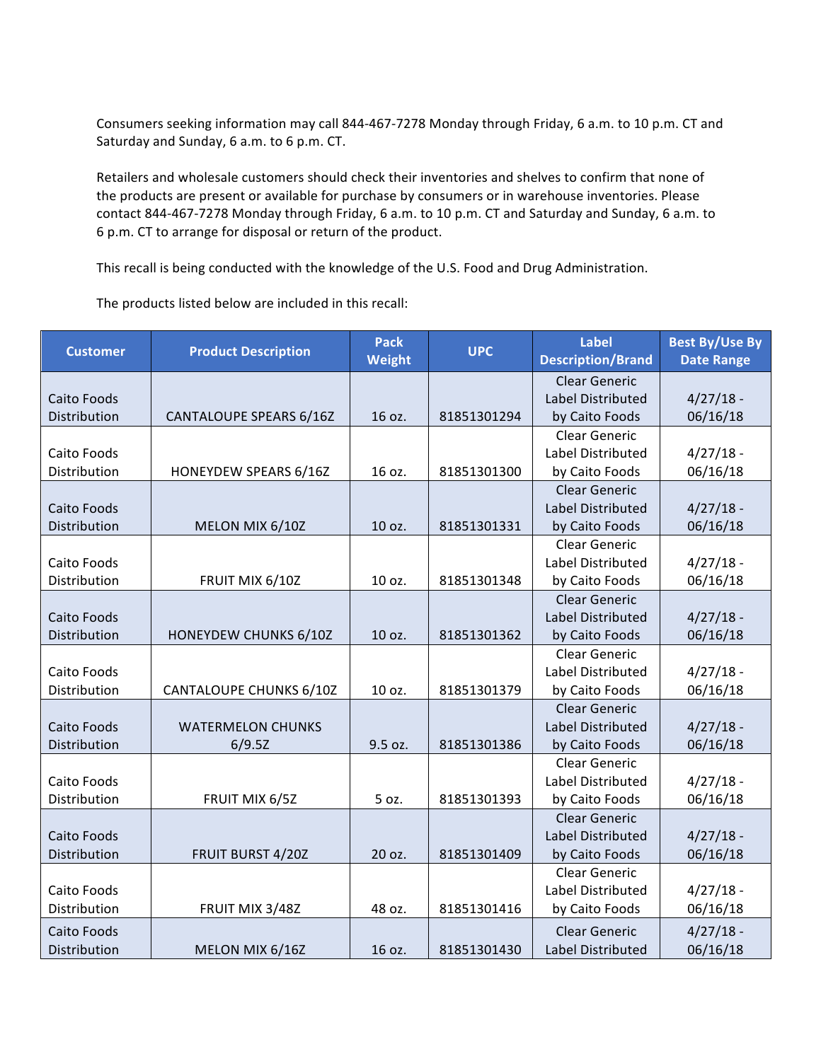Consumers seeking information may call 844-467-7278 Monday through Friday, 6 a.m. to 10 p.m. CT and Saturday and Sunday, 6 a.m. to 6 p.m. CT.

Retailers and wholesale customers should check their inventories and shelves to confirm that none of the products are present or available for purchase by consumers or in warehouse inventories. Please contact 844-467-7278 Monday through Friday, 6 a.m. to 10 p.m. CT and Saturday and Sunday, 6 a.m. to 6 p.m. CT to arrange for disposal or return of the product.

This recall is being conducted with the knowledge of the U.S. Food and Drug Administration.

The products listed below are included in this recall:

| Customer | Product Description | Pack Weight | UPC | Label Description/Brand | Best By/Use By Date Range |
|---|---|---|---|---|---|
| Caito Foods Distribution | CANTALOUPE SPEARS 6/16Z | 16 oz. | 81851301294 | Clear Generic Label Distributed by Caito Foods | 4/27/18 - 06/16/18 |
| Caito Foods Distribution | HONEYDEW SPEARS 6/16Z | 16 oz. | 81851301300 | Clear Generic Label Distributed by Caito Foods | 4/27/18 - 06/16/18 |
| Caito Foods Distribution | MELON MIX 6/10Z | 10 oz. | 81851301331 | Clear Generic Label Distributed by Caito Foods | 4/27/18 - 06/16/18 |
| Caito Foods Distribution | FRUIT MIX 6/10Z | 10 oz. | 81851301348 | Clear Generic Label Distributed by Caito Foods | 4/27/18 - 06/16/18 |
| Caito Foods Distribution | HONEYDEW CHUNKS 6/10Z | 10 oz. | 81851301362 | Clear Generic Label Distributed by Caito Foods | 4/27/18 - 06/16/18 |
| Caito Foods Distribution | CANTALOUPE CHUNKS 6/10Z | 10 oz. | 81851301379 | Clear Generic Label Distributed by Caito Foods | 4/27/18 - 06/16/18 |
| Caito Foods Distribution | WATERMELON CHUNKS 6/9.5Z | 9.5 oz. | 81851301386 | Clear Generic Label Distributed by Caito Foods | 4/27/18 - 06/16/18 |
| Caito Foods Distribution | FRUIT MIX 6/5Z | 5 oz. | 81851301393 | Clear Generic Label Distributed by Caito Foods | 4/27/18 - 06/16/18 |
| Caito Foods Distribution | FRUIT BURST 4/20Z | 20 oz. | 81851301409 | Clear Generic Label Distributed by Caito Foods | 4/27/18 - 06/16/18 |
| Caito Foods Distribution | FRUIT MIX 3/48Z | 48 oz. | 81851301416 | Clear Generic Label Distributed by Caito Foods | 4/27/18 - 06/16/18 |
| Caito Foods Distribution | MELON MIX 6/16Z | 16 oz. | 81851301430 | Clear Generic Label Distributed | 4/27/18 - 06/16/18 |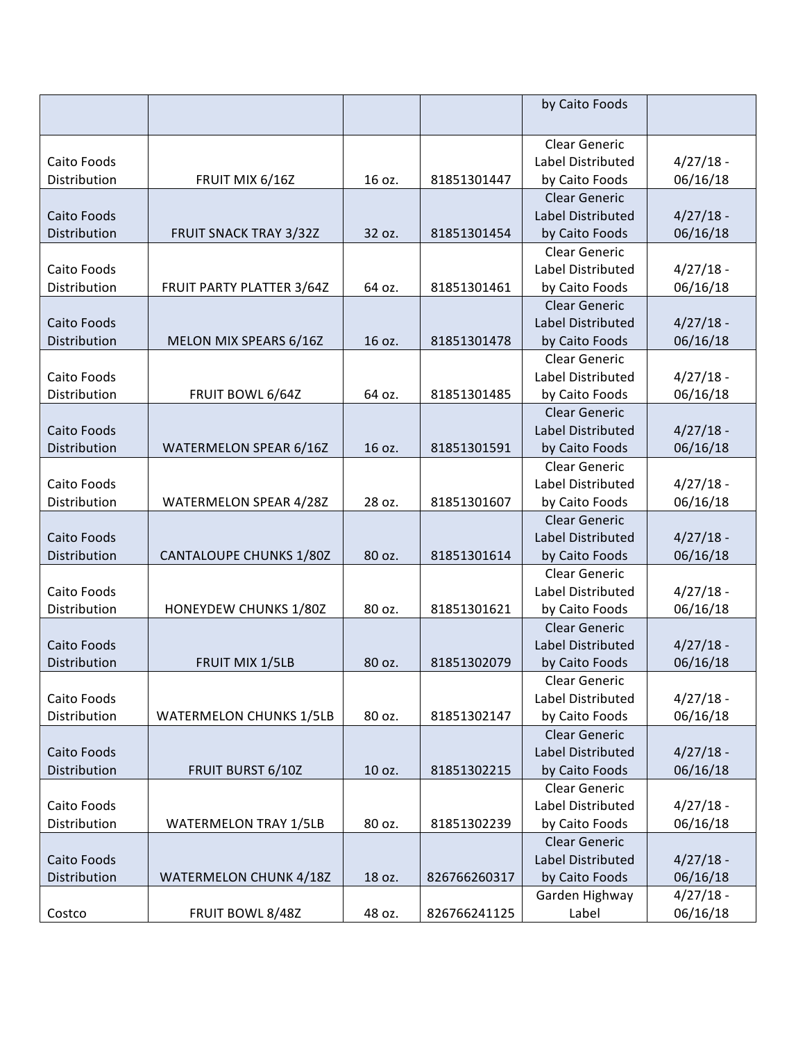| | | | | by Caito Foods | |
|---|---|---|---|---|---|
| Caito Foods Distribution | FRUIT MIX 6/16Z | 16 oz. | 81851301447 | Clear Generic Label Distributed by Caito Foods | 4/27/18 - 06/16/18 |
| Caito Foods Distribution | FRUIT SNACK TRAY 3/32Z | 32 oz. | 81851301454 | Clear Generic Label Distributed by Caito Foods | 4/27/18 - 06/16/18 |
| Caito Foods Distribution | FRUIT PARTY PLATTER 3/64Z | 64 oz. | 81851301461 | Clear Generic Label Distributed by Caito Foods | 4/27/18 - 06/16/18 |
| Caito Foods Distribution | MELON MIX SPEARS 6/16Z | 16 oz. | 81851301478 | Clear Generic Label Distributed by Caito Foods | 4/27/18 - 06/16/18 |
| Caito Foods Distribution | FRUIT BOWL 6/64Z | 64 oz. | 81851301485 | Clear Generic Label Distributed by Caito Foods | 4/27/18 - 06/16/18 |
| Caito Foods Distribution | WATERMELON SPEAR 6/16Z | 16 oz. | 81851301591 | Clear Generic Label Distributed by Caito Foods | 4/27/18 - 06/16/18 |
| Caito Foods Distribution | WATERMELON SPEAR 4/28Z | 28 oz. | 81851301607 | Clear Generic Label Distributed by Caito Foods | 4/27/18 - 06/16/18 |
| Caito Foods Distribution | CANTALOUPE CHUNKS 1/80Z | 80 oz. | 81851301614 | Clear Generic Label Distributed by Caito Foods | 4/27/18 - 06/16/18 |
| Caito Foods Distribution | HONEYDEW CHUNKS 1/80Z | 80 oz. | 81851301621 | Clear Generic Label Distributed by Caito Foods | 4/27/18 - 06/16/18 |
| Caito Foods Distribution | FRUIT MIX 1/5LB | 80 oz. | 81851302079 | Clear Generic Label Distributed by Caito Foods | 4/27/18 - 06/16/18 |
| Caito Foods Distribution | WATERMELON CHUNKS 1/5LB | 80 oz. | 81851302147 | Clear Generic Label Distributed by Caito Foods | 4/27/18 - 06/16/18 |
| Caito Foods Distribution | FRUIT BURST 6/10Z | 10 oz. | 81851302215 | Clear Generic Label Distributed by Caito Foods | 4/27/18 - 06/16/18 |
| Caito Foods Distribution | WATERMELON TRAY 1/5LB | 80 oz. | 81851302239 | Clear Generic Label Distributed by Caito Foods | 4/27/18 - 06/16/18 |
| Caito Foods Distribution | WATERMELON CHUNK 4/18Z | 18 oz. | 826766260317 | Clear Generic Label Distributed by Caito Foods | 4/27/18 - 06/16/18 |
| Costco | FRUIT BOWL 8/48Z | 48 oz. | 826766241125 | Garden Highway Label | 4/27/18 - 06/16/18 |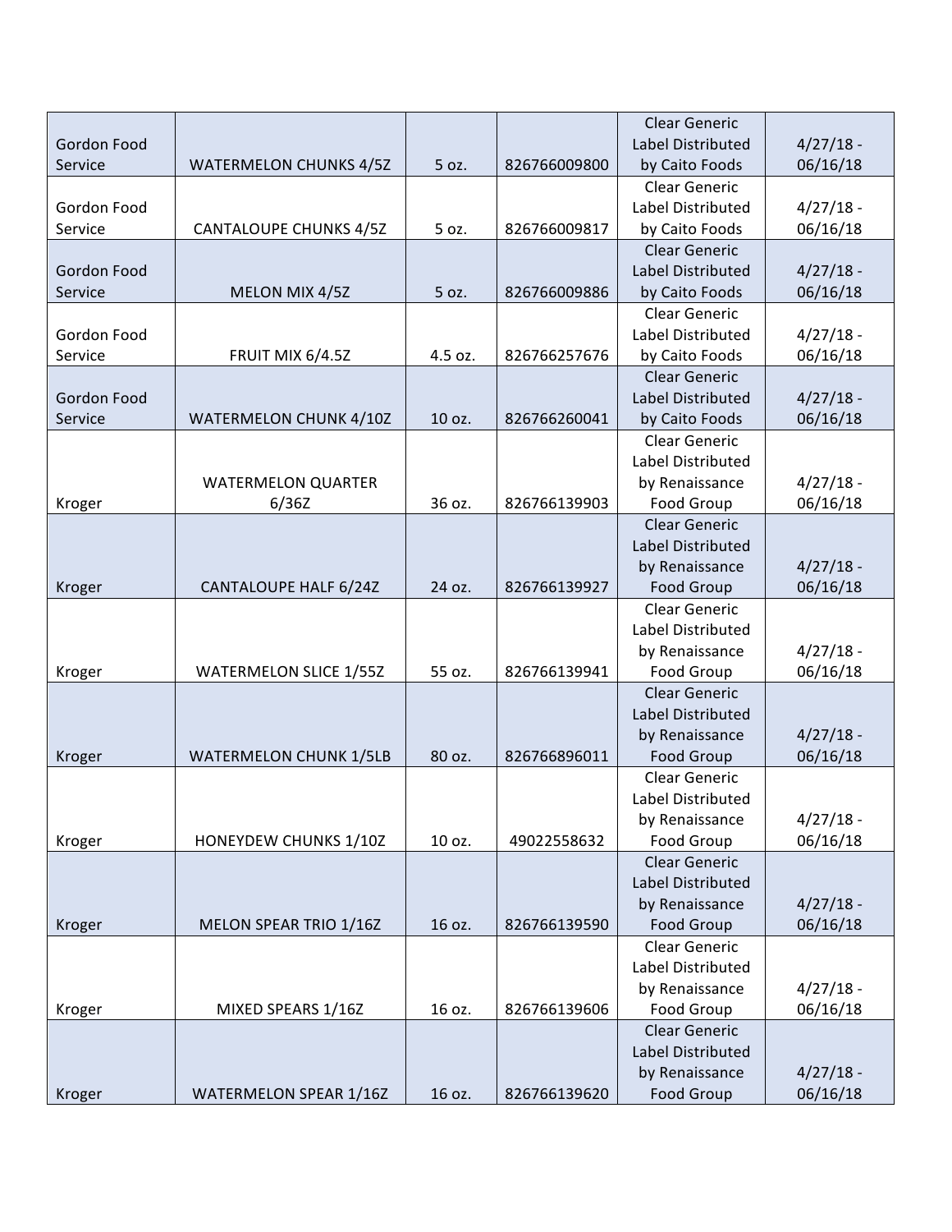| Gordon Food Service | WATERMELON CHUNKS 4/5Z | 5 oz. | 826766009800 | Clear Generic Label Distributed by Caito Foods | 4/27/18 - 06/16/18 |
|---|---|---|---|---|---|
| Gordon Food Service | CANTALOUPE CHUNKS 4/5Z | 5 oz. | 826766009817 | Clear Generic Label Distributed by Caito Foods | 4/27/18 - 06/16/18 |
| Gordon Food Service | MELON MIX 4/5Z | 5 oz. | 826766009886 | Clear Generic Label Distributed by Caito Foods | 4/27/18 - 06/16/18 |
| Gordon Food Service | FRUIT MIX 6/4.5Z | 4.5 oz. | 826766257676 | Clear Generic Label Distributed by Caito Foods | 4/27/18 - 06/16/18 |
| Gordon Food Service | WATERMELON CHUNK 4/10Z | 10 oz. | 826766260041 | Clear Generic Label Distributed by Caito Foods | 4/27/18 - 06/16/18 |
| Kroger | WATERMELON QUARTER 6/36Z | 36 oz. | 826766139903 | Clear Generic Label Distributed by Renaissance Food Group | 4/27/18 - 06/16/18 |
| Kroger | CANTALOUPE HALF 6/24Z | 24 oz. | 826766139927 | Clear Generic Label Distributed by Renaissance Food Group | 4/27/18 - 06/16/18 |
| Kroger | WATERMELON SLICE 1/55Z | 55 oz. | 826766139941 | Clear Generic Label Distributed by Renaissance Food Group | 4/27/18 - 06/16/18 |
| Kroger | WATERMELON CHUNK 1/5LB | 80 oz. | 826766896011 | Clear Generic Label Distributed by Renaissance Food Group | 4/27/18 - 06/16/18 |
| Kroger | HONEYDEW CHUNKS 1/10Z | 10 oz. | 49022558632 | Clear Generic Label Distributed by Renaissance Food Group | 4/27/18 - 06/16/18 |
| Kroger | MELON SPEAR TRIO 1/16Z | 16 oz. | 826766139590 | Clear Generic Label Distributed by Renaissance Food Group | 4/27/18 - 06/16/18 |
| Kroger | MIXED SPEARS 1/16Z | 16 oz. | 826766139606 | Clear Generic Label Distributed by Renaissance Food Group | 4/27/18 - 06/16/18 |
| Kroger | WATERMELON SPEAR 1/16Z | 16 oz. | 826766139620 | Clear Generic Label Distributed by Renaissance Food Group | 4/27/18 - 06/16/18 |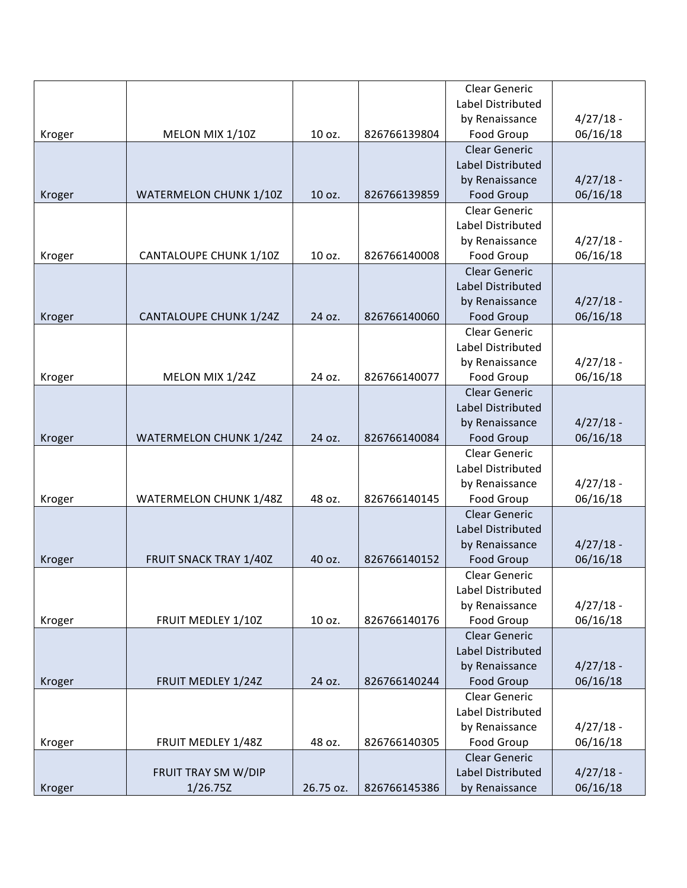| | | | | | |
|---|---|---|---|---|---|
| Kroger | MELON MIX 1/10Z | 10 oz. | 826766139804 | Clear Generic Label Distributed by Renaissance Food Group | 4/27/18 - 06/16/18 |
| Kroger | WATERMELON CHUNK 1/10Z | 10 oz. | 826766139859 | Clear Generic Label Distributed by Renaissance Food Group | 4/27/18 - 06/16/18 |
| Kroger | CANTALOUPE CHUNK 1/10Z | 10 oz. | 826766140008 | Clear Generic Label Distributed by Renaissance Food Group | 4/27/18 - 06/16/18 |
| Kroger | CANTALOUPE CHUNK 1/24Z | 24 oz. | 826766140060 | Clear Generic Label Distributed by Renaissance Food Group | 4/27/18 - 06/16/18 |
| Kroger | MELON MIX 1/24Z | 24 oz. | 826766140077 | Clear Generic Label Distributed by Renaissance Food Group | 4/27/18 - 06/16/18 |
| Kroger | WATERMELON CHUNK 1/24Z | 24 oz. | 826766140084 | Clear Generic Label Distributed by Renaissance Food Group | 4/27/18 - 06/16/18 |
| Kroger | WATERMELON CHUNK 1/48Z | 48 oz. | 826766140145 | Clear Generic Label Distributed by Renaissance Food Group | 4/27/18 - 06/16/18 |
| Kroger | FRUIT SNACK TRAY 1/40Z | 40 oz. | 826766140152 | Clear Generic Label Distributed by Renaissance Food Group | 4/27/18 - 06/16/18 |
| Kroger | FRUIT MEDLEY 1/10Z | 10 oz. | 826766140176 | Clear Generic Label Distributed by Renaissance Food Group | 4/27/18 - 06/16/18 |
| Kroger | FRUIT MEDLEY 1/24Z | 24 oz. | 826766140244 | Clear Generic Label Distributed by Renaissance Food Group | 4/27/18 - 06/16/18 |
| Kroger | FRUIT MEDLEY 1/48Z | 48 oz. | 826766140305 | Clear Generic Label Distributed by Renaissance Food Group | 4/27/18 - 06/16/18 |
| Kroger | FRUIT TRAY SM W/DIP 1/26.75Z | 26.75 oz. | 826766145386 | Clear Generic Label Distributed by Renaissance | 4/27/18 - 06/16/18 |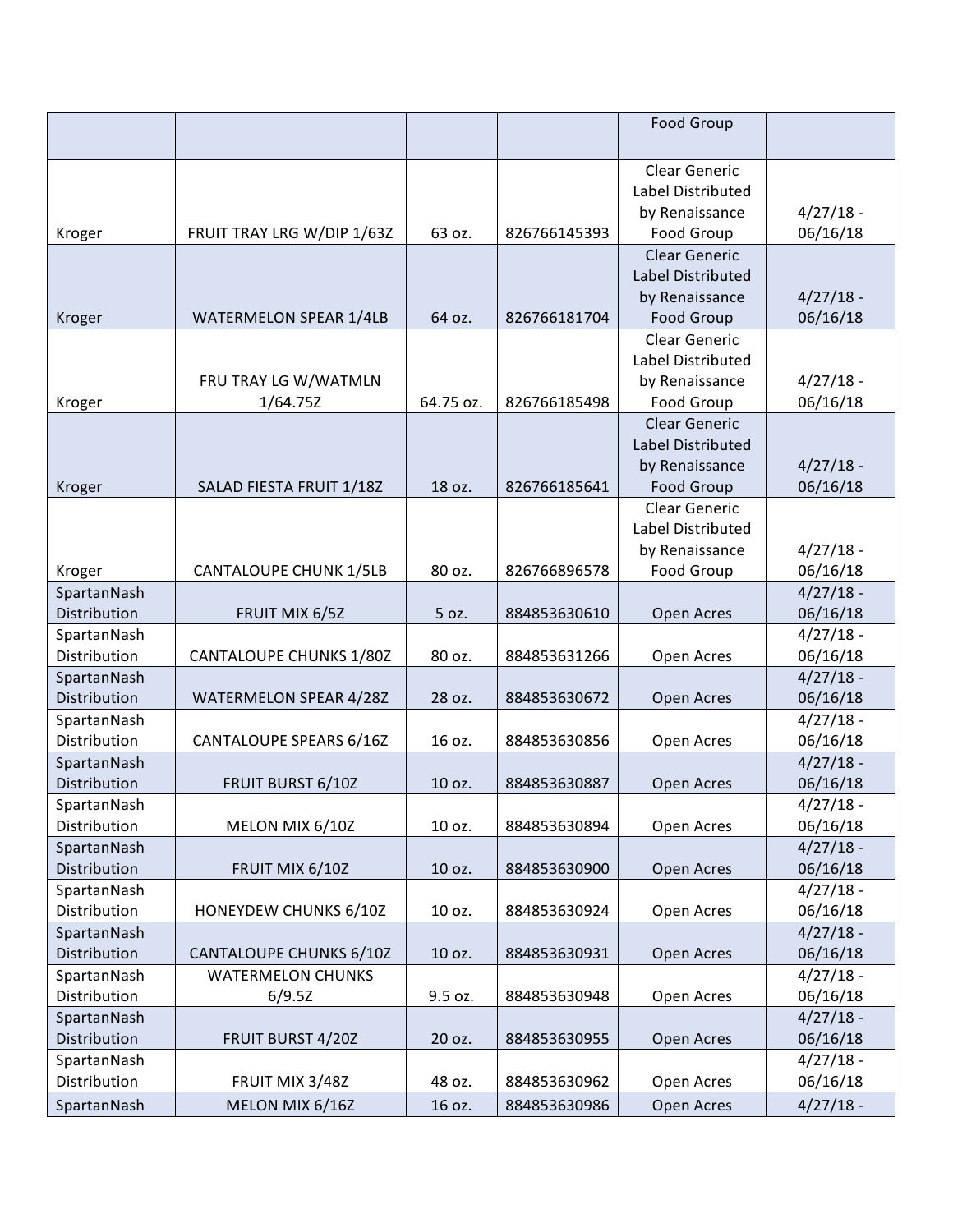| | | | | Food Group | |
|---|---|---|---|---|---|
| Kroger | FRUIT TRAY LRG W/DIP 1/63Z | 63 oz. | 826766145393 | Clear Generic Label Distributed by Renaissance Food Group | 4/27/18 - 06/16/18 |
| Kroger | WATERMELON SPEAR 1/4LB | 64 oz. | 826766181704 | Clear Generic Label Distributed by Renaissance Food Group | 4/27/18 - 06/16/18 |
| Kroger | FRU TRAY LG W/WATMLN 1/64.75Z | 64.75 oz. | 826766185498 | Clear Generic Label Distributed by Renaissance Food Group | 4/27/18 - 06/16/18 |
| Kroger | SALAD FIESTA FRUIT 1/18Z | 18 oz. | 826766185641 | Clear Generic Label Distributed by Renaissance Food Group | 4/27/18 - 06/16/18 |
| Kroger | CANTALOUPE CHUNK 1/5LB | 80 oz. | 826766896578 | Clear Generic Label Distributed by Renaissance Food Group | 4/27/18 - 06/16/18 |
| SpartanNash Distribution | FRUIT MIX 6/5Z | 5 oz. | 884853630610 | Open Acres | 4/27/18 - 06/16/18 |
| SpartanNash Distribution | CANTALOUPE CHUNKS 1/80Z | 80 oz. | 884853631266 | Open Acres | 4/27/18 - 06/16/18 |
| SpartanNash Distribution | WATERMELON SPEAR 4/28Z | 28 oz. | 884853630672 | Open Acres | 4/27/18 - 06/16/18 |
| SpartanNash Distribution | CANTALOUPE SPEARS 6/16Z | 16 oz. | 884853630856 | Open Acres | 4/27/18 - 06/16/18 |
| SpartanNash Distribution | FRUIT BURST 6/10Z | 10 oz. | 884853630887 | Open Acres | 4/27/18 - 06/16/18 |
| SpartanNash Distribution | MELON MIX 6/10Z | 10 oz. | 884853630894 | Open Acres | 4/27/18 - 06/16/18 |
| SpartanNash Distribution | FRUIT MIX 6/10Z | 10 oz. | 884853630900 | Open Acres | 4/27/18 - 06/16/18 |
| SpartanNash Distribution | HONEYDEW CHUNKS 6/10Z | 10 oz. | 884853630924 | Open Acres | 4/27/18 - 06/16/18 |
| SpartanNash Distribution | CANTALOUPE CHUNKS 6/10Z | 10 oz. | 884853630931 | Open Acres | 4/27/18 - 06/16/18 |
| SpartanNash Distribution | WATERMELON CHUNKS 6/9.5Z | 9.5 oz. | 884853630948 | Open Acres | 4/27/18 - 06/16/18 |
| SpartanNash Distribution | FRUIT BURST 4/20Z | 20 oz. | 884853630955 | Open Acres | 4/27/18 - 06/16/18 |
| SpartanNash Distribution | FRUIT MIX 3/48Z | 48 oz. | 884853630962 | Open Acres | 4/27/18 - 06/16/18 |
| SpartanNash | MELON MIX 6/16Z | 16 oz. | 884853630986 | Open Acres | 4/27/18 - |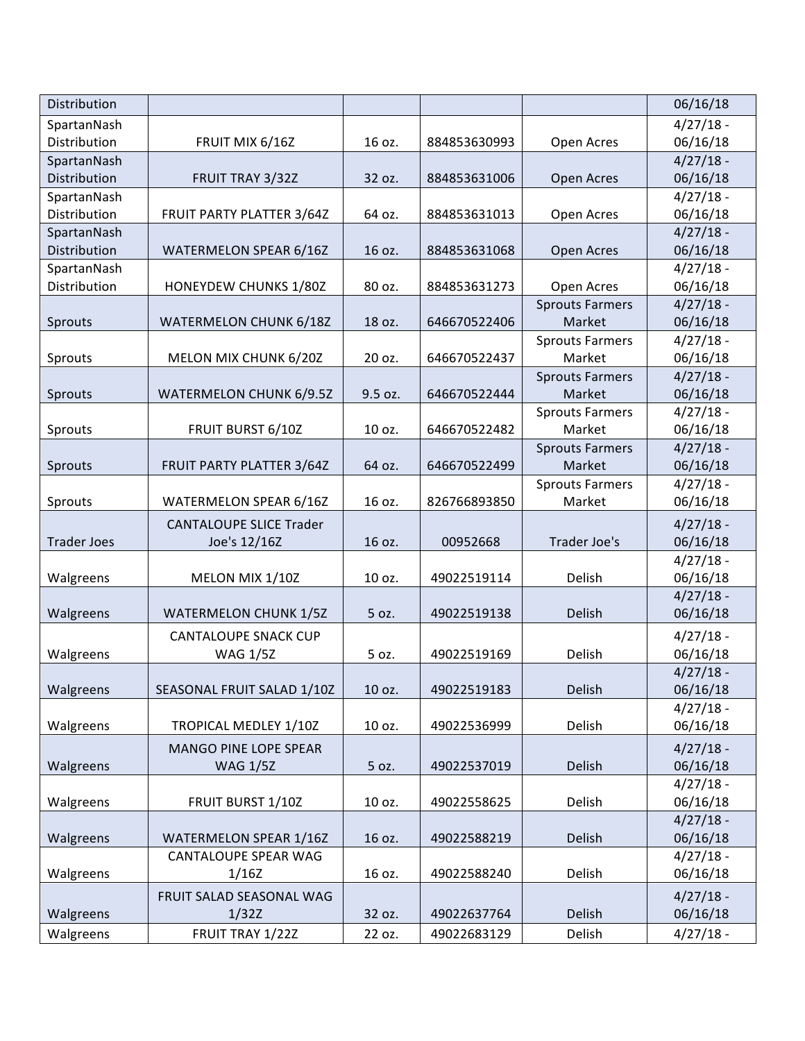| Distribution | | | | | 06/16/18 |
|---|---|---|---|---|---|
| SpartanNash Distribution | FRUIT MIX 6/16Z | 16 oz. | 884853630993 | Open Acres | 4/27/18 - 06/16/18 |
| SpartanNash Distribution | FRUIT TRAY 3/32Z | 32 oz. | 884853631006 | Open Acres | 4/27/18 - 06/16/18 |
| SpartanNash Distribution | FRUIT PARTY PLATTER 3/64Z | 64 oz. | 884853631013 | Open Acres | 4/27/18 - 06/16/18 |
| SpartanNash Distribution | WATERMELON SPEAR 6/16Z | 16 oz. | 884853631068 | Open Acres | 4/27/18 - 06/16/18 |
| SpartanNash Distribution | HONEYDEW CHUNKS 1/80Z | 80 oz. | 884853631273 | Open Acres | 4/27/18 - 06/16/18 |
| Sprouts | WATERMELON CHUNK 6/18Z | 18 oz. | 646670522406 | Sprouts Farmers Market | 4/27/18 - 06/16/18 |
| Sprouts | MELON MIX CHUNK 6/20Z | 20 oz. | 646670522437 | Sprouts Farmers Market | 4/27/18 - 06/16/18 |
| Sprouts | WATERMELON CHUNK 6/9.5Z | 9.5 oz. | 646670522444 | Sprouts Farmers Market | 4/27/18 - 06/16/18 |
| Sprouts | FRUIT BURST 6/10Z | 10 oz. | 646670522482 | Sprouts Farmers Market | 4/27/18 - 06/16/18 |
| Sprouts | FRUIT PARTY PLATTER 3/64Z | 64 oz. | 646670522499 | Sprouts Farmers Market | 4/27/18 - 06/16/18 |
| Sprouts | WATERMELON SPEAR 6/16Z | 16 oz. | 826766893850 | Sprouts Farmers Market | 4/27/18 - 06/16/18 |
| Trader Joes | CANTALOUPE SLICE Trader Joe's 12/16Z | 16 oz. | 00952668 | Trader Joe's | 4/27/18 - 06/16/18 |
| Walgreens | MELON MIX 1/10Z | 10 oz. | 49022519114 | Delish | 4/27/18 - 06/16/18 |
| Walgreens | WATERMELON CHUNK 1/5Z | 5 oz. | 49022519138 | Delish | 4/27/18 - 06/16/18 |
| Walgreens | CANTALOUPE SNACK CUP WAG 1/5Z | 5 oz. | 49022519169 | Delish | 4/27/18 - 06/16/18 |
| Walgreens | SEASONAL FRUIT SALAD 1/10Z | 10 oz. | 49022519183 | Delish | 4/27/18 - 06/16/18 |
| Walgreens | TROPICAL MEDLEY 1/10Z | 10 oz. | 49022536999 | Delish | 4/27/18 - 06/16/18 |
| Walgreens | MANGO PINE LOPE SPEAR WAG 1/5Z | 5 oz. | 49022537019 | Delish | 4/27/18 - 06/16/18 |
| Walgreens | FRUIT BURST 1/10Z | 10 oz. | 49022558625 | Delish | 4/27/18 - 06/16/18 |
| Walgreens | WATERMELON SPEAR 1/16Z | 16 oz. | 49022588219 | Delish | 4/27/18 - 06/16/18 |
| Walgreens | CANTALOUPE SPEAR WAG 1/16Z | 16 oz. | 49022588240 | Delish | 4/27/18 - 06/16/18 |
| Walgreens | FRUIT SALAD SEASONAL WAG 1/32Z | 32 oz. | 49022637764 | Delish | 4/27/18 - 06/16/18 |
| Walgreens | FRUIT TRAY 1/22Z | 22 oz. | 49022683129 | Delish | 4/27/18 - |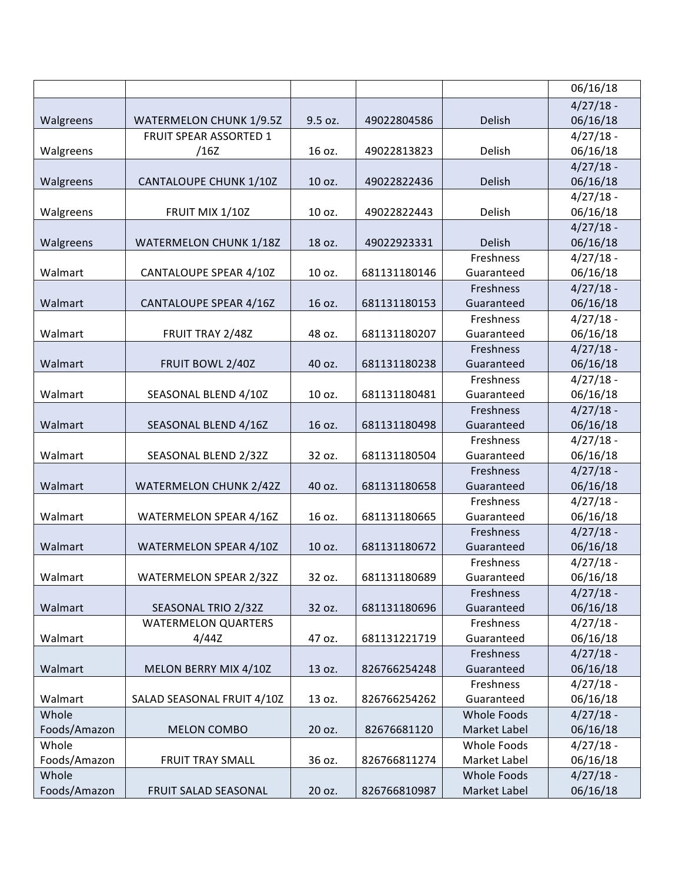| | | | | | 06/16/18 |
|---|---|---|---|---|---|
| Walgreens | WATERMELON CHUNK 1/9.5Z | 9.5 oz. | 49022804586 | Delish | 4/27/18 - 06/16/18 |
| Walgreens | FRUIT SPEAR ASSORTED 1 /16Z | 16 oz. | 49022813823 | Delish | 4/27/18 - 06/16/18 |
| Walgreens | CANTALOUPE CHUNK 1/10Z | 10 oz. | 49022822436 | Delish | 4/27/18 - 06/16/18 |
| Walgreens | FRUIT MIX 1/10Z | 10 oz. | 49022822443 | Delish | 4/27/18 - 06/16/18 |
| Walgreens | WATERMELON CHUNK 1/18Z | 18 oz. | 49022923331 | Delish | 4/27/18 - 06/16/18 |
| Walmart | CANTALOUPE SPEAR 4/10Z | 10 oz. | 681131180146 | Freshness Guaranteed | 4/27/18 - 06/16/18 |
| Walmart | CANTALOUPE SPEAR 4/16Z | 16 oz. | 681131180153 | Freshness Guaranteed | 4/27/18 - 06/16/18 |
| Walmart | FRUIT TRAY 2/48Z | 48 oz. | 681131180207 | Freshness Guaranteed | 4/27/18 - 06/16/18 |
| Walmart | FRUIT BOWL 2/40Z | 40 oz. | 681131180238 | Freshness Guaranteed | 4/27/18 - 06/16/18 |
| Walmart | SEASONAL BLEND 4/10Z | 10 oz. | 681131180481 | Freshness Guaranteed | 4/27/18 - 06/16/18 |
| Walmart | SEASONAL BLEND 4/16Z | 16 oz. | 681131180498 | Freshness Guaranteed | 4/27/18 - 06/16/18 |
| Walmart | SEASONAL BLEND 2/32Z | 32 oz. | 681131180504 | Freshness Guaranteed | 4/27/18 - 06/16/18 |
| Walmart | WATERMELON CHUNK 2/42Z | 40 oz. | 681131180658 | Freshness Guaranteed | 4/27/18 - 06/16/18 |
| Walmart | WATERMELON SPEAR 4/16Z | 16 oz. | 681131180665 | Freshness Guaranteed | 4/27/18 - 06/16/18 |
| Walmart | WATERMELON SPEAR 4/10Z | 10 oz. | 681131180672 | Freshness Guaranteed | 4/27/18 - 06/16/18 |
| Walmart | WATERMELON SPEAR 2/32Z | 32 oz. | 681131180689 | Freshness Guaranteed | 4/27/18 - 06/16/18 |
| Walmart | SEASONAL TRIO 2/32Z | 32 oz. | 681131180696 | Freshness Guaranteed | 4/27/18 - 06/16/18 |
| Walmart | WATERMELON QUARTERS 4/44Z | 47 oz. | 681131221719 | Freshness Guaranteed | 4/27/18 - 06/16/18 |
| Walmart | MELON BERRY MIX 4/10Z | 13 oz. | 826766254248 | Freshness Guaranteed | 4/27/18 - 06/16/18 |
| Walmart | SALAD SEASONAL FRUIT 4/10Z | 13 oz. | 826766254262 | Freshness Guaranteed | 4/27/18 - 06/16/18 |
| Whole Foods/Amazon | MELON COMBO | 20 oz. | 82676681120 | Whole Foods Market Label | 4/27/18 - 06/16/18 |
| Whole Foods/Amazon | FRUIT TRAY SMALL | 36 oz. | 826766811274 | Whole Foods Market Label | 4/27/18 - 06/16/18 |
| Whole Foods/Amazon | FRUIT SALAD SEASONAL | 20 oz. | 826766810987 | Whole Foods Market Label | 4/27/18 - 06/16/18 |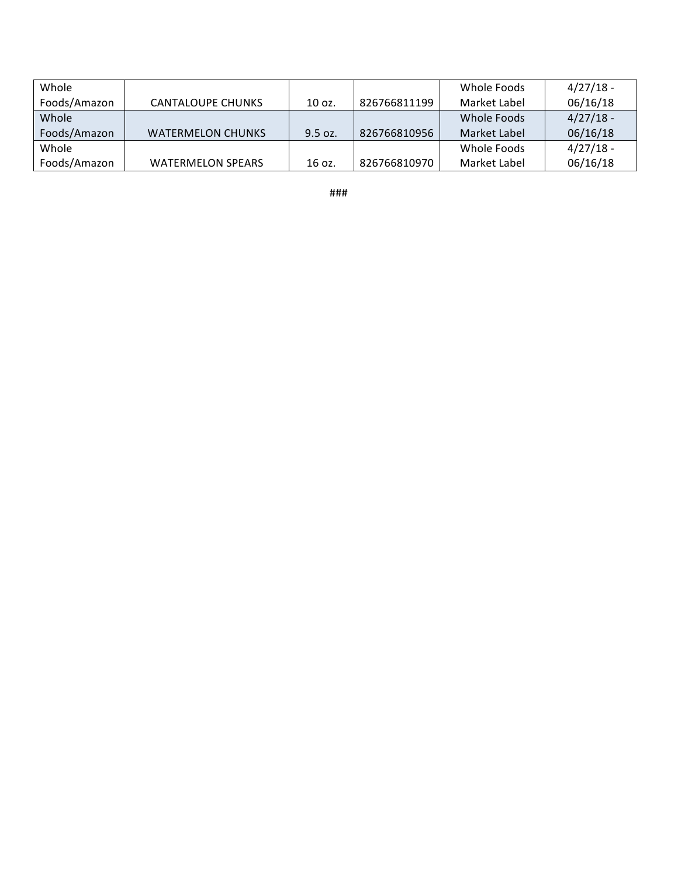| | | | | | |
|---|---|---|---|---|---|
| Whole Foods/Amazon | CANTALOUPE CHUNKS | 10 oz. | 826766811199 | Whole Foods Market Label | 4/27/18 - 06/16/18 |
| Whole Foods/Amazon | WATERMELON CHUNKS | 9.5 oz. | 826766810956 | Whole Foods Market Label | 4/27/18 - 06/16/18 |
| Whole Foods/Amazon | WATERMELON SPEARS | 16 oz. | 826766810970 | Whole Foods Market Label | 4/27/18 - 06/16/18 |

###